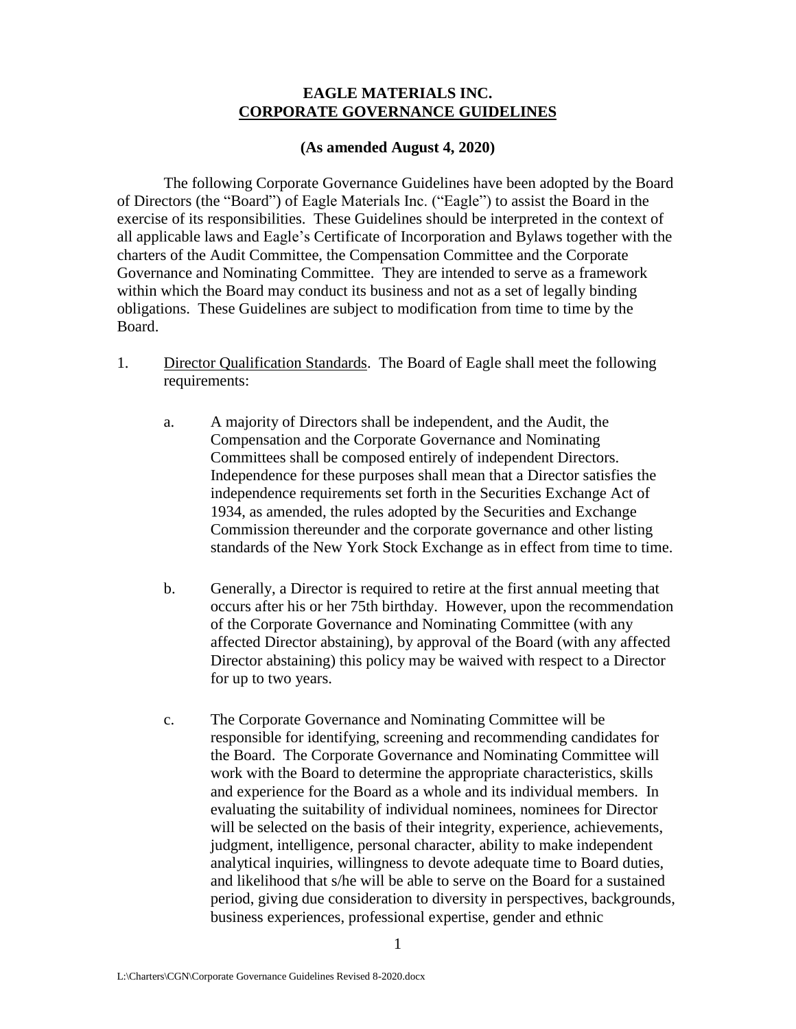# EAGLE MATERIALS INC.
## CORPORATE GOVERNANCE GUIDELINES

**(As amended August 4, 2020)**

The following Corporate Governance Guidelines have been adopted by the Board of Directors (the "Board") of Eagle Materials Inc. ("Eagle") to assist the Board in the exercise of its responsibilities. These Guidelines should be interpreted in the context of all applicable laws and Eagle's Certificate of Incorporation and Bylaws together with the charters of the Audit Committee, the Compensation Committee and the Corporate Governance and Nominating Committee. They are intended to serve as a framework within which the Board may conduct its business and not as a set of legally binding obligations. These Guidelines are subject to modification from time to time by the Board.

1. Director Qualification Standards. The Board of Eagle shall meet the following requirements:

   a. A majority of Directors shall be independent, and the Audit, the Compensation and the Corporate Governance and Nominating Committees shall be composed entirely of independent Directors. Independence for these purposes shall mean that a Director satisfies the independence requirements set forth in the Securities Exchange Act of 1934, as amended, the rules adopted by the Securities and Exchange Commission thereunder and the corporate governance and other listing standards of the New York Stock Exchange as in effect from time to time.

   b. Generally, a Director is required to retire at the first annual meeting that occurs after his or her 75th birthday. However, upon the recommendation of the Corporate Governance and Nominating Committee (with any affected Director abstaining), by approval of the Board (with any affected Director abstaining) this policy may be waived with respect to a Director for up to two years.

   c. The Corporate Governance and Nominating Committee will be responsible for identifying, screening and recommending candidates for the Board. The Corporate Governance and Nominating Committee will work with the Board to determine the appropriate characteristics, skills and experience for the Board as a whole and its individual members. In evaluating the suitability of individual nominees, nominees for Director will be selected on the basis of their integrity, experience, achievements, judgment, intelligence, personal character, ability to make independent analytical inquiries, willingness to devote adequate time to Board duties, and likelihood that s/he will be able to serve on the Board for a sustained period, giving due consideration to diversity in perspectives, backgrounds, business experiences, professional expertise, gender and ethnic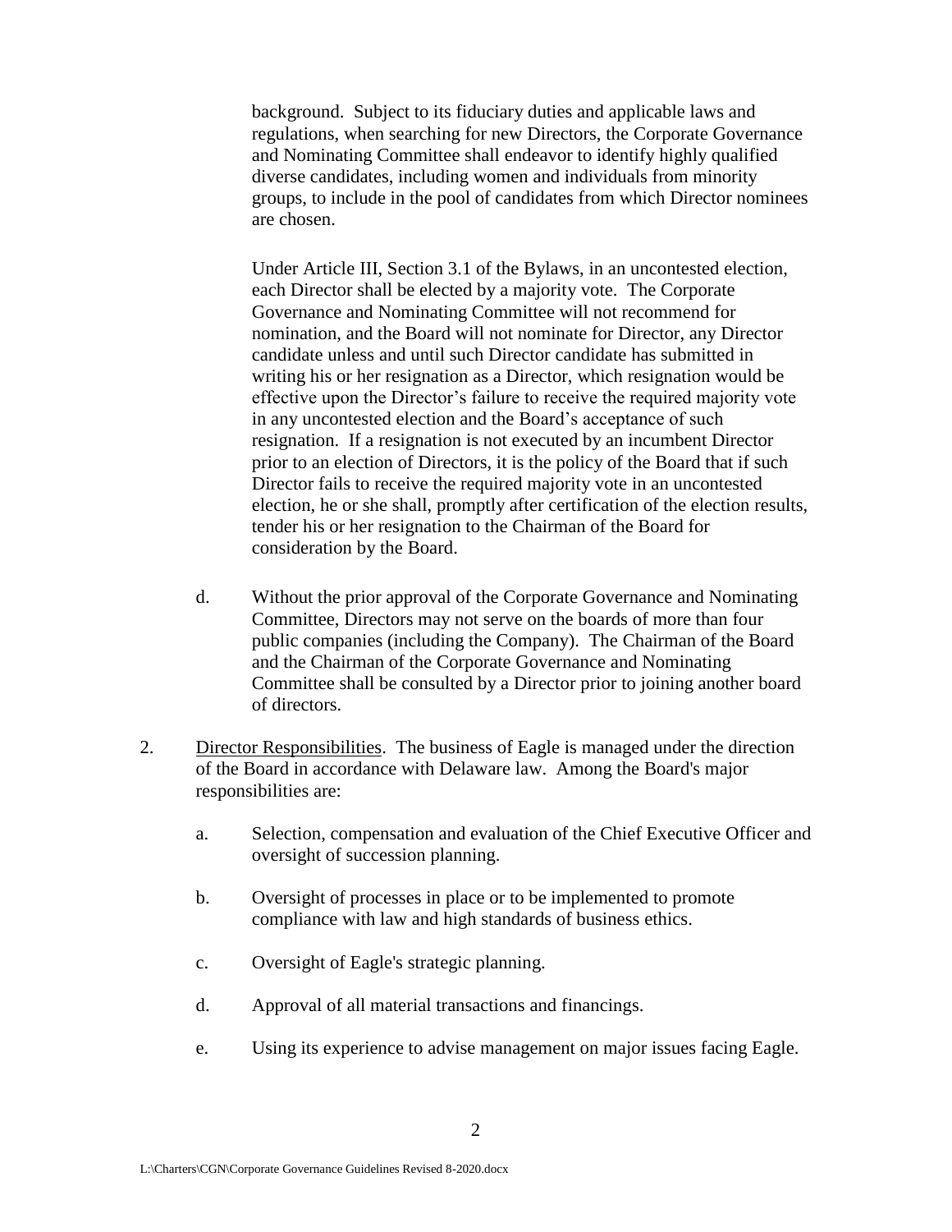background. Subject to its fiduciary duties and applicable laws and regulations, when searching for new Directors, the Corporate Governance and Nominating Committee shall endeavor to identify highly qualified diverse candidates, including women and individuals from minority groups, to include in the pool of candidates from which Director nominees are chosen.

Under Article III, Section 3.1 of the Bylaws, in an uncontested election, each Director shall be elected by a majority vote. The Corporate Governance and Nominating Committee will not recommend for nomination, and the Board will not nominate for Director, any Director candidate unless and until such Director candidate has submitted in writing his or her resignation as a Director, which resignation would be effective upon the Director's failure to receive the required majority vote in any uncontested election and the Board's acceptance of such resignation. If a resignation is not executed by an incumbent Director prior to an election of Directors, it is the policy of the Board that if such Director fails to receive the required majority vote in an uncontested election, he or she shall, promptly after certification of the election results, tender his or her resignation to the Chairman of the Board for consideration by the Board.

d. Without the prior approval of the Corporate Governance and Nominating Committee, Directors may not serve on the boards of more than four public companies (including the Company). The Chairman of the Board and the Chairman of the Corporate Governance and Nominating Committee shall be consulted by a Director prior to joining another board of directors.

2. Director Responsibilities. The business of Eagle is managed under the direction of the Board in accordance with Delaware law. Among the Board's major responsibilities are:

   a. Selection, compensation and evaluation of the Chief Executive Officer and oversight of succession planning.

   b. Oversight of processes in place or to be implemented to promote compliance with law and high standards of business ethics.

   c. Oversight of Eagle's strategic planning.

   d. Approval of all material transactions and financings.

   e. Using its experience to advise management on major issues facing Eagle.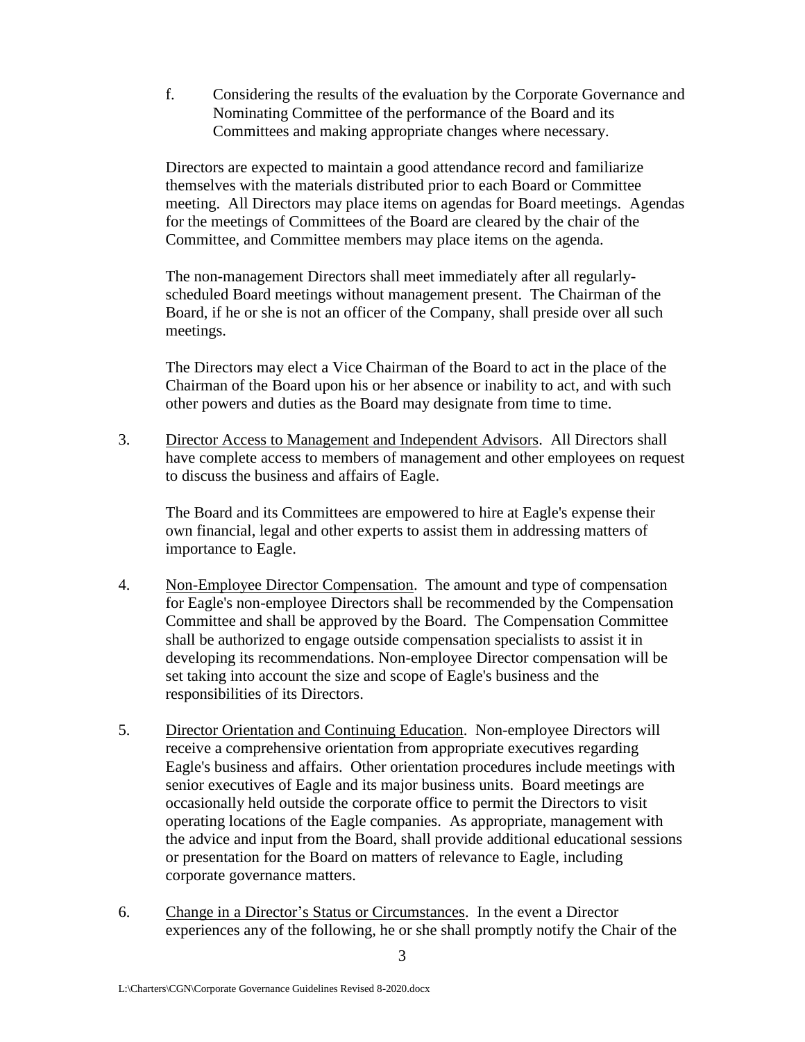f. Considering the results of the evaluation by the Corporate Governance and Nominating Committee of the performance of the Board and its Committees and making appropriate changes where necessary.

Directors are expected to maintain a good attendance record and familiarize themselves with the materials distributed prior to each Board or Committee meeting. All Directors may place items on agendas for Board meetings. Agendas for the meetings of Committees of the Board are cleared by the chair of the Committee, and Committee members may place items on the agenda.

The non-management Directors shall meet immediately after all regularly-scheduled Board meetings without management present. The Chairman of the Board, if he or she is not an officer of the Company, shall preside over all such meetings.

The Directors may elect a Vice Chairman of the Board to act in the place of the Chairman of the Board upon his or her absence or inability to act, and with such other powers and duties as the Board may designate from time to time.

3. Director Access to Management and Independent Advisors. All Directors shall have complete access to members of management and other employees on request to discuss the business and affairs of Eagle.

   The Board and its Committees are empowered to hire at Eagle's expense their own financial, legal and other experts to assist them in addressing matters of importance to Eagle.

4. Non-Employee Director Compensation. The amount and type of compensation for Eagle's non-employee Directors shall be recommended by the Compensation Committee and shall be approved by the Board. The Compensation Committee shall be authorized to engage outside compensation specialists to assist it in developing its recommendations. Non-employee Director compensation will be set taking into account the size and scope of Eagle's business and the responsibilities of its Directors.

5. Director Orientation and Continuing Education. Non-employee Directors will receive a comprehensive orientation from appropriate executives regarding Eagle's business and affairs. Other orientation procedures include meetings with senior executives of Eagle and its major business units. Board meetings are occasionally held outside the corporate office to permit the Directors to visit operating locations of the Eagle companies. As appropriate, management with the advice and input from the Board, shall provide additional educational sessions or presentation for the Board on matters of relevance to Eagle, including corporate governance matters.

6. Change in a Director's Status or Circumstances. In the event a Director experiences any of the following, he or she shall promptly notify the Chair of the

L:\Charters\CGN\Corporate Governance Guidelines Revised 8-2020.docx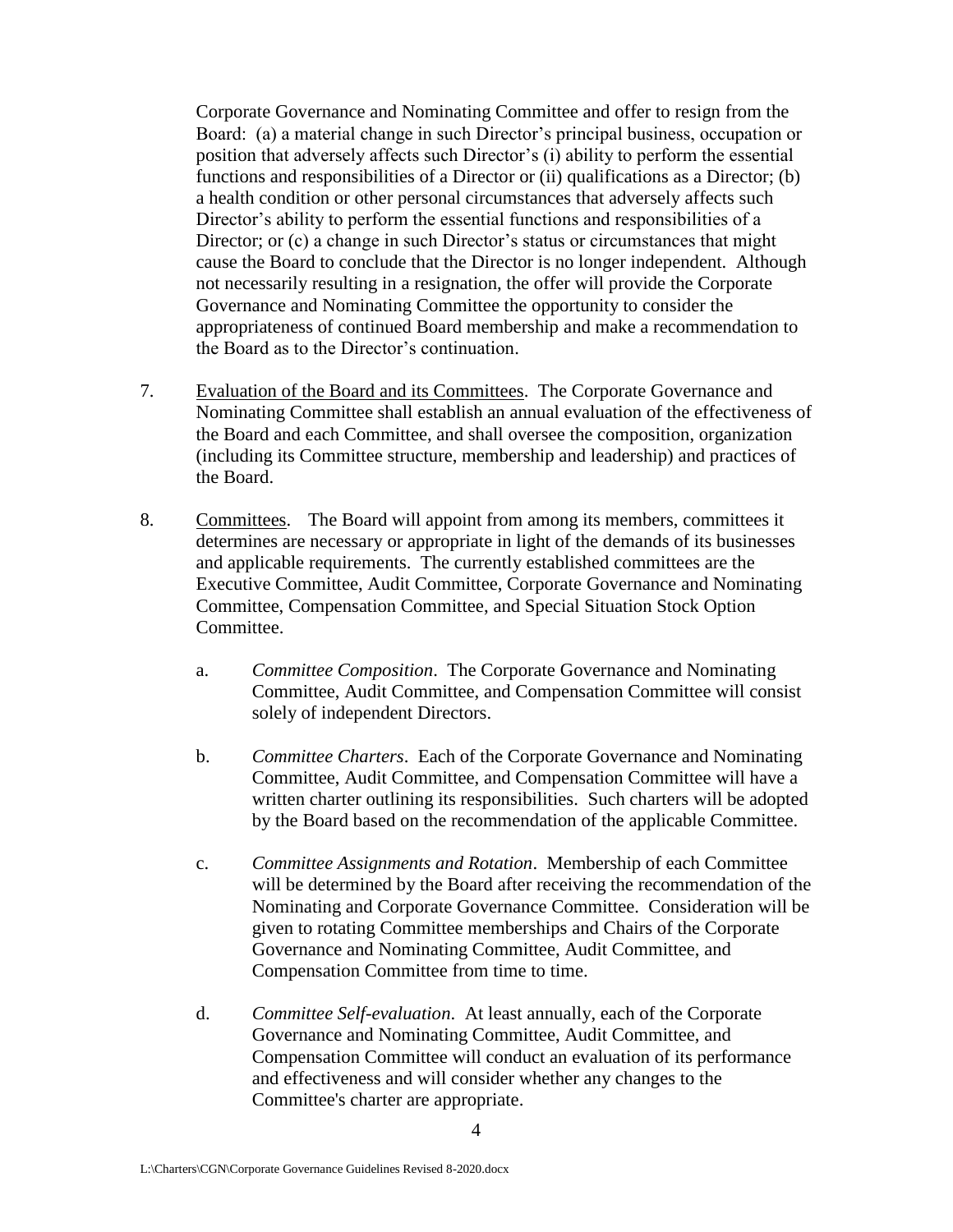Corporate Governance and Nominating Committee and offer to resign from the Board: (a) a material change in such Director's principal business, occupation or position that adversely affects such Director's (i) ability to perform the essential functions and responsibilities of a Director or (ii) qualifications as a Director; (b) a health condition or other personal circumstances that adversely affects such Director's ability to perform the essential functions and responsibilities of a Director; or (c) a change in such Director's status or circumstances that might cause the Board to conclude that the Director is no longer independent. Although not necessarily resulting in a resignation, the offer will provide the Corporate Governance and Nominating Committee the opportunity to consider the appropriateness of continued Board membership and make a recommendation to the Board as to the Director's continuation.

7. Evaluation of the Board and its Committees. The Corporate Governance and Nominating Committee shall establish an annual evaluation of the effectiveness of the Board and each Committee, and shall oversee the composition, organization (including its Committee structure, membership and leadership) and practices of the Board.

8. Committees. The Board will appoint from among its members, committees it determines are necessary or appropriate in light of the demands of its businesses and applicable requirements. The currently established committees are the Executive Committee, Audit Committee, Corporate Governance and Nominating Committee, Compensation Committee, and Special Situation Stock Option Committee.

   a. *Committee Composition*. The Corporate Governance and Nominating Committee, Audit Committee, and Compensation Committee will consist solely of independent Directors.

   b. *Committee Charters*. Each of the Corporate Governance and Nominating Committee, Audit Committee, and Compensation Committee will have a written charter outlining its responsibilities. Such charters will be adopted by the Board based on the recommendation of the applicable Committee.

   c. *Committee Assignments and Rotation*. Membership of each Committee will be determined by the Board after receiving the recommendation of the Nominating and Corporate Governance Committee. Consideration will be given to rotating Committee memberships and Chairs of the Corporate Governance and Nominating Committee, Audit Committee, and Compensation Committee from time to time.

   d. *Committee Self-evaluation*. At least annually, each of the Corporate Governance and Nominating Committee, Audit Committee, and Compensation Committee will conduct an evaluation of its performance and effectiveness and will consider whether any changes to the Committee's charter are appropriate.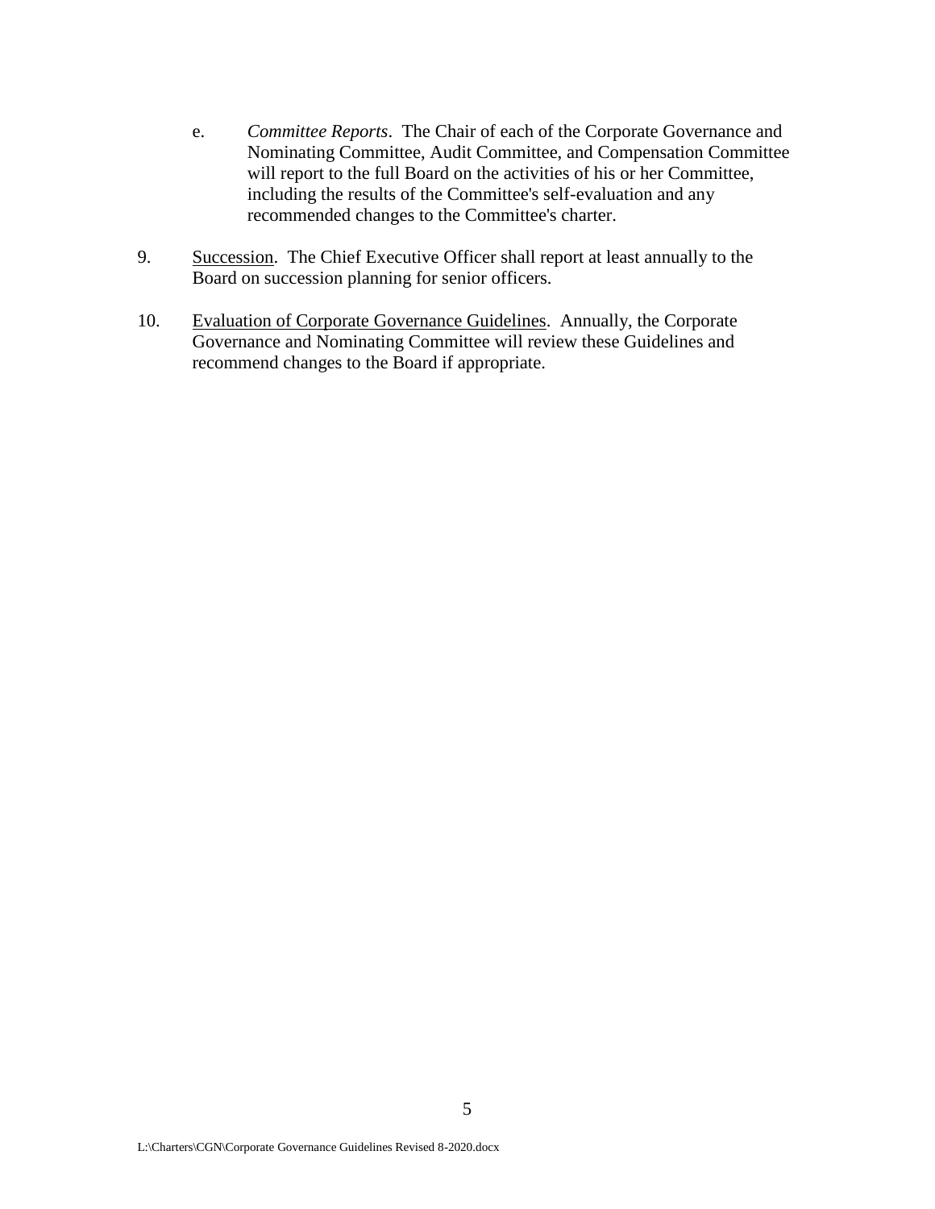e. *Committee Reports*. The Chair of each of the Corporate Governance and Nominating Committee, Audit Committee, and Compensation Committee will report to the full Board on the activities of his or her Committee, including the results of the Committee's self-evaluation and any recommended changes to the Committee's charter.

9. <u>Succession</u>. The Chief Executive Officer shall report at least annually to the Board on succession planning for senior officers.

10. <u>Evaluation of Corporate Governance Guidelines</u>. Annually, the Corporate Governance and Nominating Committee will review these Guidelines and recommend changes to the Board if appropriate.